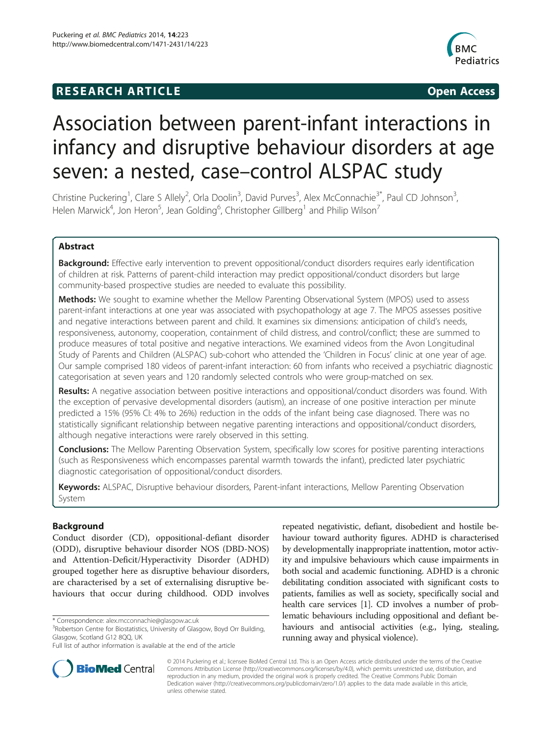**RESEARCH ARTICLE** **Open Access**

# Association between parent-infant interactions in infancy and disruptive behaviour disorders at age seven: a nested, case–control ALSPAC study

Christine Puckering[1], Clare S Allely[2], Orla Doolin[3], David Purves[3], Alex McConnachie[3*], Paul CD Johnson[3], Helen Marwick[4], Jon Heron[5], Jean Golding[6], Christopher Gillberg[1] and Philip Wilson[7]

## Abstract

**Background:** Effective early intervention to prevent oppositional/conduct disorders requires early identification of children at risk. Patterns of parent-child interaction may predict oppositional/conduct disorders but large community-based prospective studies are needed to evaluate this possibility.

**Methods:** We sought to examine whether the Mellow Parenting Observational System (MPOS) used to assess parent-infant interactions at one year was associated with psychopathology at age 7. The MPOS assesses positive and negative interactions between parent and child. It examines six dimensions: anticipation of child's needs, responsiveness, autonomy, cooperation, containment of child distress, and control/conflict; these are summed to produce measures of total positive and negative interactions. We examined videos from the Avon Longitudinal Study of Parents and Children (ALSPAC) sub-cohort who attended the 'Children in Focus' clinic at one year of age. Our sample comprised 180 videos of parent-infant interaction: 60 from infants who received a psychiatric diagnostic categorisation at seven years and 120 randomly selected controls who were group-matched on sex.

**Results:** A negative association between positive interactions and oppositional/conduct disorders was found. With the exception of pervasive developmental disorders (autism), an increase of one positive interaction per minute predicted a 15% (95% CI: 4% to 26%) reduction in the odds of the infant being case diagnosed. There was no statistically significant relationship between negative parenting interactions and oppositional/conduct disorders, although negative interactions were rarely observed in this setting.

**Conclusions:** The Mellow Parenting Observation System, specifically low scores for positive parenting interactions (such as Responsiveness which encompasses parental warmth towards the infant), predicted later psychiatric diagnostic categorisation of oppositional/conduct disorders.

**Keywords:** ALSPAC, Disruptive behaviour disorders, Parent-infant interactions, Mellow Parenting Observation System

## Background

Conduct disorder (CD), oppositional-defiant disorder (ODD), disruptive behaviour disorder NOS (DBD-NOS) and Attention-Deficit/Hyperactivity Disorder (ADHD) grouped together here as disruptive behaviour disorders, are characterised by a set of externalising disruptive behaviours that occur during childhood. ODD involves repeated negativistic, defiant, disobedient and hostile behaviour toward authority figures. ADHD is characterised by developmentally inappropriate inattention, motor activity and impulsive behaviours which cause impairments in both social and academic functioning. ADHD is a chronic debilitating condition associated with significant costs to patients, families as well as society, specifically social and health care services [1]. CD involves a number of problematic behaviours including oppositional and defiant behaviours and antisocial activities (e.g., lying, stealing, running away and physical violence).

\* Correspondence: alex.mcconnachie@glasgow.ac.uk
[3]Robertson Centre for Biostatistics, University of Glasgow, Boyd Orr Building, Glasgow, Scotland G12 8QQ, UK
Full list of author information is available at the end of the article

© 2014 Puckering et al.; licensee BioMed Central Ltd. This is an Open Access article distributed under the terms of the Creative Commons Attribution License (http://creativecommons.org/licenses/by/4.0), which permits unrestricted use, distribution, and reproduction in any medium, provided the original work is properly credited. The Creative Commons Public Domain Dedication waiver (http://creativecommons.org/publicdomain/zero/1.0/) applies to the data made available in this article, unless otherwise stated.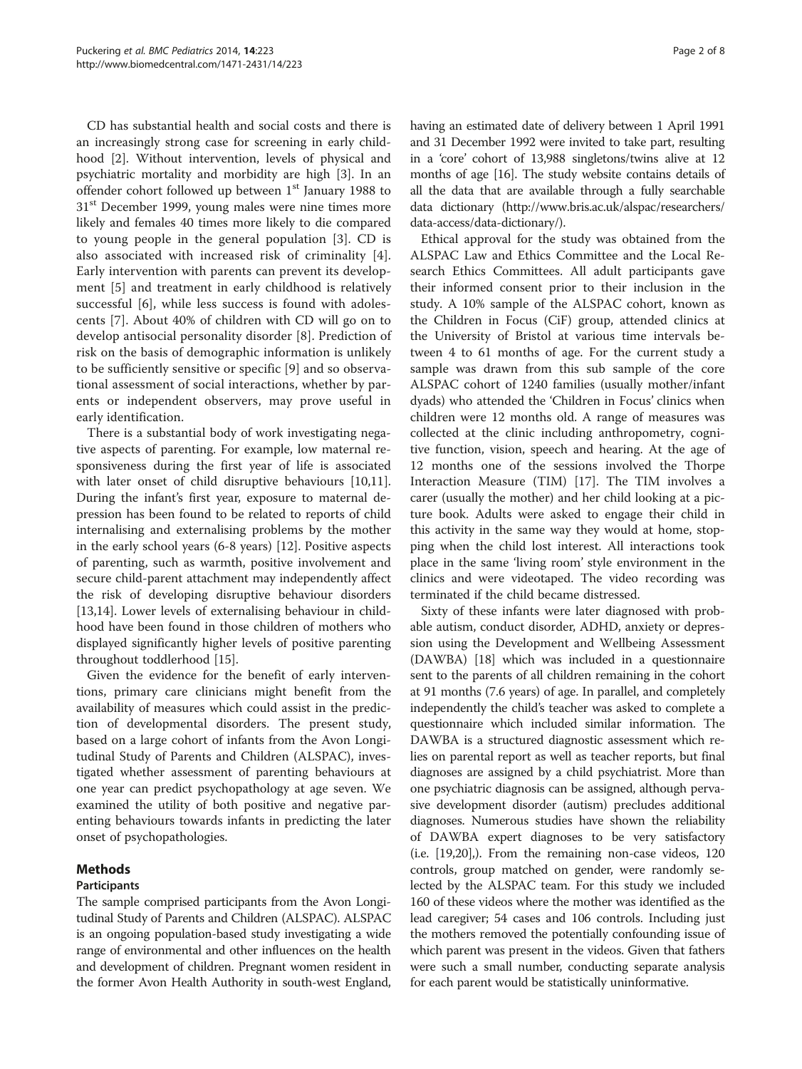CD has substantial health and social costs and there is an increasingly strong case for screening in early childhood [2]. Without intervention, levels of physical and psychiatric mortality and morbidity are high [3]. In an offender cohort followed up between 1st January 1988 to 31st December 1999, young males were nine times more likely and females 40 times more likely to die compared to young people in the general population [3]. CD is also associated with increased risk of criminality [4]. Early intervention with parents can prevent its development [5] and treatment in early childhood is relatively successful [6], while less success is found with adolescents [7]. About 40% of children with CD will go on to develop antisocial personality disorder [8]. Prediction of risk on the basis of demographic information is unlikely to be sufficiently sensitive or specific [9] and so observational assessment of social interactions, whether by parents or independent observers, may prove useful in early identification.

There is a substantial body of work investigating negative aspects of parenting. For example, low maternal responsiveness during the first year of life is associated with later onset of child disruptive behaviours [10,11]. During the infant's first year, exposure to maternal depression has been found to be related to reports of child internalising and externalising problems by the mother in the early school years (6-8 years) [12]. Positive aspects of parenting, such as warmth, positive involvement and secure child-parent attachment may independently affect the risk of developing disruptive behaviour disorders [13,14]. Lower levels of externalising behaviour in childhood have been found in those children of mothers who displayed significantly higher levels of positive parenting throughout toddlerhood [15].

Given the evidence for the benefit of early interventions, primary care clinicians might benefit from the availability of measures which could assist in the prediction of developmental disorders. The present study, based on a large cohort of infants from the Avon Longitudinal Study of Parents and Children (ALSPAC), investigated whether assessment of parenting behaviours at one year can predict psychopathology at age seven. We examined the utility of both positive and negative parenting behaviours towards infants in predicting the later onset of psychopathologies.

## Methods

### Participants

The sample comprised participants from the Avon Longitudinal Study of Parents and Children (ALSPAC). ALSPAC is an ongoing population-based study investigating a wide range of environmental and other influences on the health and development of children. Pregnant women resident in the former Avon Health Authority in south-west England, having an estimated date of delivery between 1 April 1991 and 31 December 1992 were invited to take part, resulting in a 'core' cohort of 13,988 singletons/twins alive at 12 months of age [16]. The study website contains details of all the data that are available through a fully searchable data dictionary (http://www.bris.ac.uk/alspac/researchers/data-access/data-dictionary/).

Ethical approval for the study was obtained from the ALSPAC Law and Ethics Committee and the Local Research Ethics Committees. All adult participants gave their informed consent prior to their inclusion in the study. A 10% sample of the ALSPAC cohort, known as the Children in Focus (CiF) group, attended clinics at the University of Bristol at various time intervals between 4 to 61 months of age. For the current study a sample was drawn from this sub sample of the core ALSPAC cohort of 1240 families (usually mother/infant dyads) who attended the 'Children in Focus' clinics when children were 12 months old. A range of measures was collected at the clinic including anthropometry, cognitive function, vision, speech and hearing. At the age of 12 months one of the sessions involved the Thorpe Interaction Measure (TIM) [17]. The TIM involves a carer (usually the mother) and her child looking at a picture book. Adults were asked to engage their child in this activity in the same way they would at home, stopping when the child lost interest. All interactions took place in the same 'living room' style environment in the clinics and were videotaped. The video recording was terminated if the child became distressed.

Sixty of these infants were later diagnosed with probable autism, conduct disorder, ADHD, anxiety or depression using the Development and Wellbeing Assessment (DAWBA) [18] which was included in a questionnaire sent to the parents of all children remaining in the cohort at 91 months (7.6 years) of age. In parallel, and completely independently the child's teacher was asked to complete a questionnaire which included similar information. The DAWBA is a structured diagnostic assessment which relies on parental report as well as teacher reports, but final diagnoses are assigned by a child psychiatrist. More than one psychiatric diagnosis can be assigned, although pervasive development disorder (autism) precludes additional diagnoses. Numerous studies have shown the reliability of DAWBA expert diagnoses to be very satisfactory (i.e. [19,20],). From the remaining non-case videos, 120 controls, group matched on gender, were randomly selected by the ALSPAC team. For this study we included 160 of these videos where the mother was identified as the lead caregiver; 54 cases and 106 controls. Including just the mothers removed the potentially confounding issue of which parent was present in the videos. Given that fathers were such a small number, conducting separate analysis for each parent would be statistically uninformative.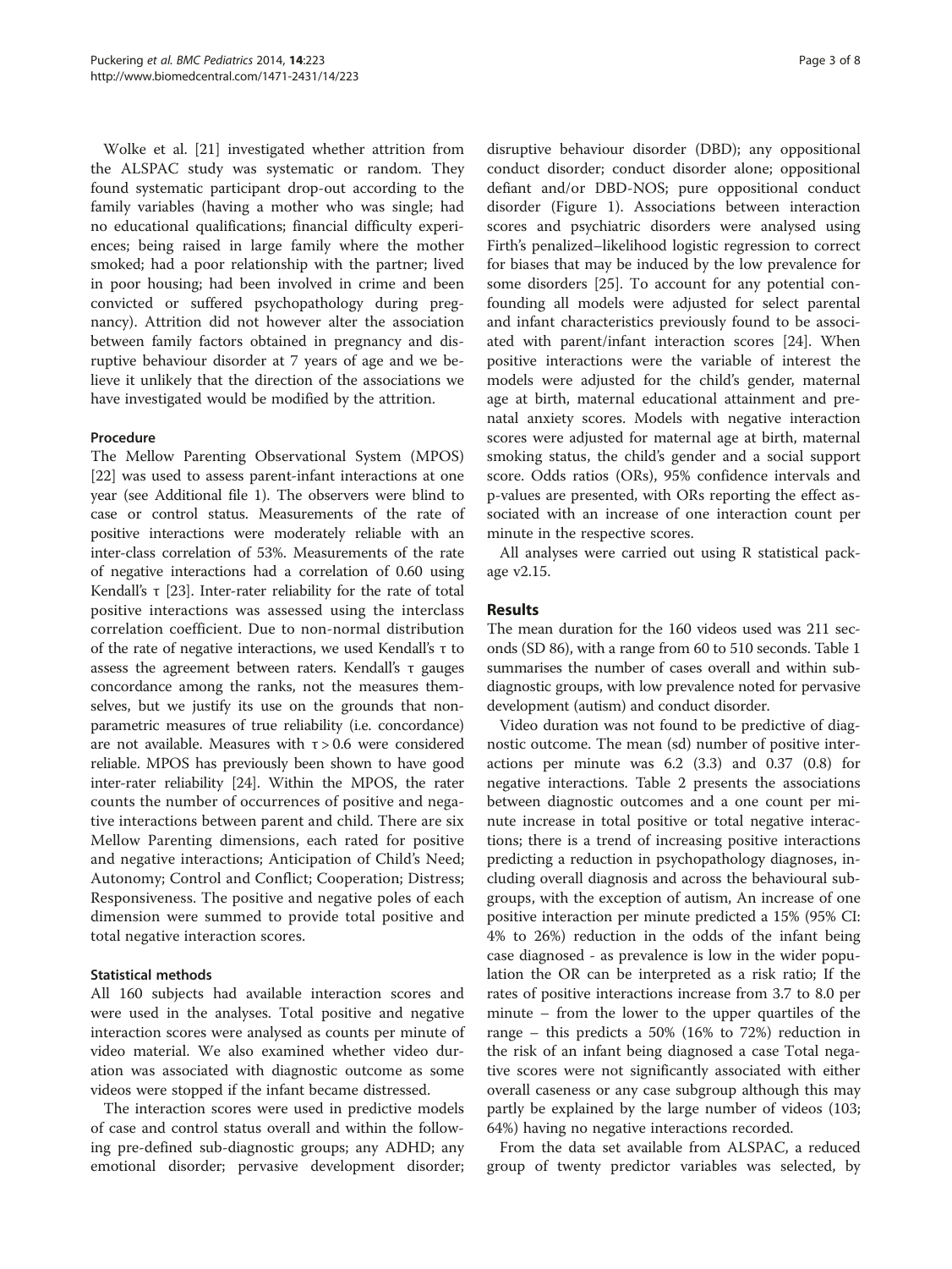Wolke et al. [21] investigated whether attrition from the ALSPAC study was systematic or random. They found systematic participant drop-out according to the family variables (having a mother who was single; had no educational qualifications; financial difficulty experiences; being raised in large family where the mother smoked; had a poor relationship with the partner; lived in poor housing; had been involved in crime and been convicted or suffered psychopathology during pregnancy). Attrition did not however alter the association between family factors obtained in pregnancy and disruptive behaviour disorder at 7 years of age and we believe it unlikely that the direction of the associations we have investigated would be modified by the attrition.

### Procedure

The Mellow Parenting Observational System (MPOS) [22] was used to assess parent-infant interactions at one year (see Additional file 1). The observers were blind to case or control status. Measurements of the rate of positive interactions were moderately reliable with an inter-class correlation of 53%. Measurements of the rate of negative interactions had a correlation of 0.60 using Kendall's τ [23]. Inter-rater reliability for the rate of total positive interactions was assessed using the interclass correlation coefficient. Due to non-normal distribution of the rate of negative interactions, we used Kendall's τ to assess the agreement between raters. Kendall's τ gauges concordance among the ranks, not the measures themselves, but we justify its use on the grounds that non-parametric measures of true reliability (i.e. concordance) are not available. Measures with $\tau > 0.6$ were considered reliable. MPOS has previously been shown to have good inter-rater reliability [24]. Within the MPOS, the rater counts the number of occurrences of positive and negative interactions between parent and child. There are six Mellow Parenting dimensions, each rated for positive and negative interactions; Anticipation of Child's Need; Autonomy; Control and Conflict; Cooperation; Distress; Responsiveness. The positive and negative poles of each dimension were summed to provide total positive and total negative interaction scores.

### Statistical methods

All 160 subjects had available interaction scores and were used in the analyses. Total positive and negative interaction scores were analysed as counts per minute of video material. We also examined whether video duration was associated with diagnostic outcome as some videos were stopped if the infant became distressed.

The interaction scores were used in predictive models of case and control status overall and within the following pre-defined sub-diagnostic groups; any ADHD; any emotional disorder; pervasive development disorder; disruptive behaviour disorder (DBD); any oppositional conduct disorder; conduct disorder alone; oppositional defiant and/or DBD-NOS; pure oppositional conduct disorder (Figure 1). Associations between interaction scores and psychiatric disorders were analysed using Firth's penalized–likelihood logistic regression to correct for biases that may be induced by the low prevalence for some disorders [25]. To account for any potential confounding all models were adjusted for select parental and infant characteristics previously found to be associated with parent/infant interaction scores [24]. When positive interactions were the variable of interest the models were adjusted for the child's gender, maternal age at birth, maternal educational attainment and prenatal anxiety scores. Models with negative interaction scores were adjusted for maternal age at birth, maternal smoking status, the child's gender and a social support score. Odds ratios (ORs), 95% confidence intervals and p-values are presented, with ORs reporting the effect associated with an increase of one interaction count per minute in the respective scores.

All analyses were carried out using R statistical package v2.15.

## Results

The mean duration for the 160 videos used was 211 seconds (SD 86), with a range from 60 to 510 seconds. Table 1 summarises the number of cases overall and within subdiagnostic groups, with low prevalence noted for pervasive development (autism) and conduct disorder.

Video duration was not found to be predictive of diagnostic outcome. The mean (sd) number of positive interactions per minute was 6.2 (3.3) and 0.37 (0.8) for negative interactions. Table 2 presents the associations between diagnostic outcomes and a one count per minute increase in total positive or total negative interactions; there is a trend of increasing positive interactions predicting a reduction in psychopathology diagnoses, including overall diagnosis and across the behavioural subgroups, with the exception of autism, An increase of one positive interaction per minute predicted a 15% (95% CI: 4% to 26%) reduction in the odds of the infant being case diagnosed - as prevalence is low in the wider population the OR can be interpreted as a risk ratio; If the rates of positive interactions increase from 3.7 to 8.0 per minute – from the lower to the upper quartiles of the range – this predicts a 50% (16% to 72%) reduction in the risk of an infant being diagnosed a case Total negative scores were not significantly associated with either overall caseness or any case subgroup although this may partly be explained by the large number of videos (103; 64%) having no negative interactions recorded.

From the data set available from ALSPAC, a reduced group of twenty predictor variables was selected, by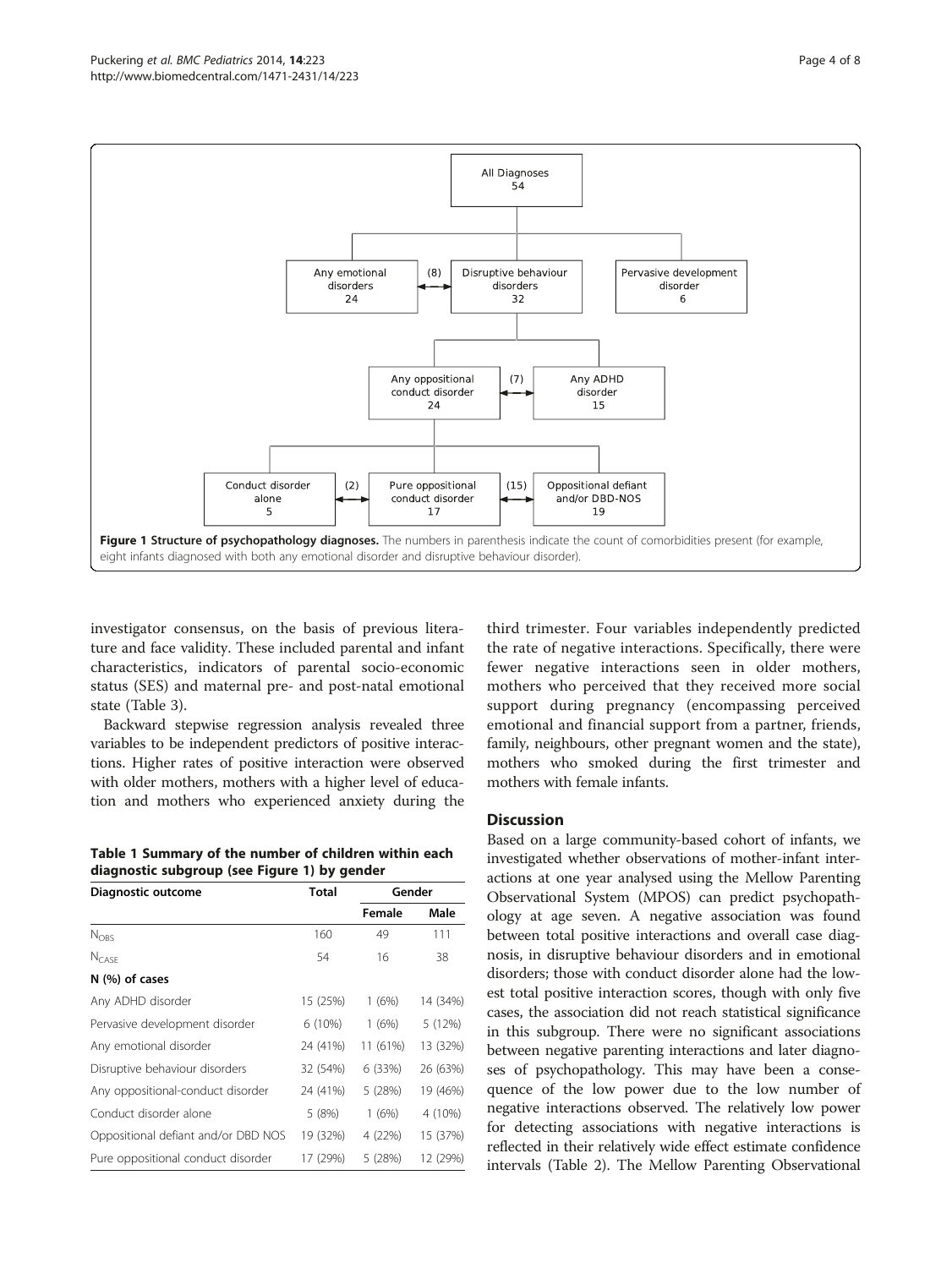All Diagnoses
54

Any emotional disorders 24 | (8) | Disruptive behaviour disorders 32 | Pervasive development disorder 6

Any oppositional conduct disorder 24 | (7) | Any ADHD disorder 15

Conduct disorder alone 5 | (2) | Pure oppositional conduct disorder 17 | (15) | Oppositional defiant and/or DBD-NOS 19

**Figure 1 Structure of psychopathology diagnoses.** The numbers in parenthesis indicate the count of comorbidities present (for example, eight infants diagnosed with both any emotional disorder and disruptive behaviour disorder).

investigator consensus, on the basis of previous literature and face validity. These included parental and infant characteristics, indicators of parental socio-economic status (SES) and maternal pre- and post-natal emotional state (Table 3).

Backward stepwise regression analysis revealed three variables to be independent predictors of positive interactions. Higher rates of positive interaction were observed with older mothers, mothers with a higher level of education and mothers who experienced anxiety during the third trimester. Four variables independently predicted the rate of negative interactions. Specifically, there were fewer negative interactions seen in older mothers, mothers who perceived that they received more social support during pregnancy (encompassing perceived emotional and financial support from a partner, friends, family, neighbours, other pregnant women and the state), mothers who smoked during the first trimester and mothers with female infants.

**Table 1 Summary of the number of children within each diagnostic subgroup (see Figure 1) by gender**

| Diagnostic outcome | Total | Gender | |
|---|---|---|---|
| | | Female | Male |
| $N_{OBS}$ | 160 | 49 | 111 |
| $N_{CASE}$ | 54 | 16 | 38 |
| **N (%) of cases** | | | |
| Any ADHD disorder | 15 (25%) | 1 (6%) | 14 (34%) |
| Pervasive development disorder | 6 (10%) | 1 (6%) | 5 (12%) |
| Any emotional disorder | 24 (41%) | 11 (61%) | 13 (32%) |
| Disruptive behaviour disorders | 32 (54%) | 6 (33%) | 26 (63%) |
| Any oppositional-conduct disorder | 24 (41%) | 5 (28%) | 19 (46%) |
| Conduct disorder alone | 5 (8%) | 1 (6%) | 4 (10%) |
| Oppositional defiant and/or DBD NOS | 19 (32%) | 4 (22%) | 15 (37%) |
| Pure oppositional conduct disorder | 17 (29%) | 5 (28%) | 12 (29%) |

## Discussion

Based on a large community-based cohort of infants, we investigated whether observations of mother-infant interactions at one year analysed using the Mellow Parenting Observational System (MPOS) can predict psychopathology at age seven. A negative association was found between total positive interactions and overall case diagnosis, in disruptive behaviour disorders and in emotional disorders; those with conduct disorder alone had the lowest total positive interaction scores, though with only five cases, the association did not reach statistical significance in this subgroup. There were no significant associations between negative parenting interactions and later diagnoses of psychopathology. This may have been a consequence of the low power due to the low number of negative interactions observed. The relatively low power for detecting associations with negative interactions is reflected in their relatively wide effect estimate confidence intervals (Table 2). The Mellow Parenting Observational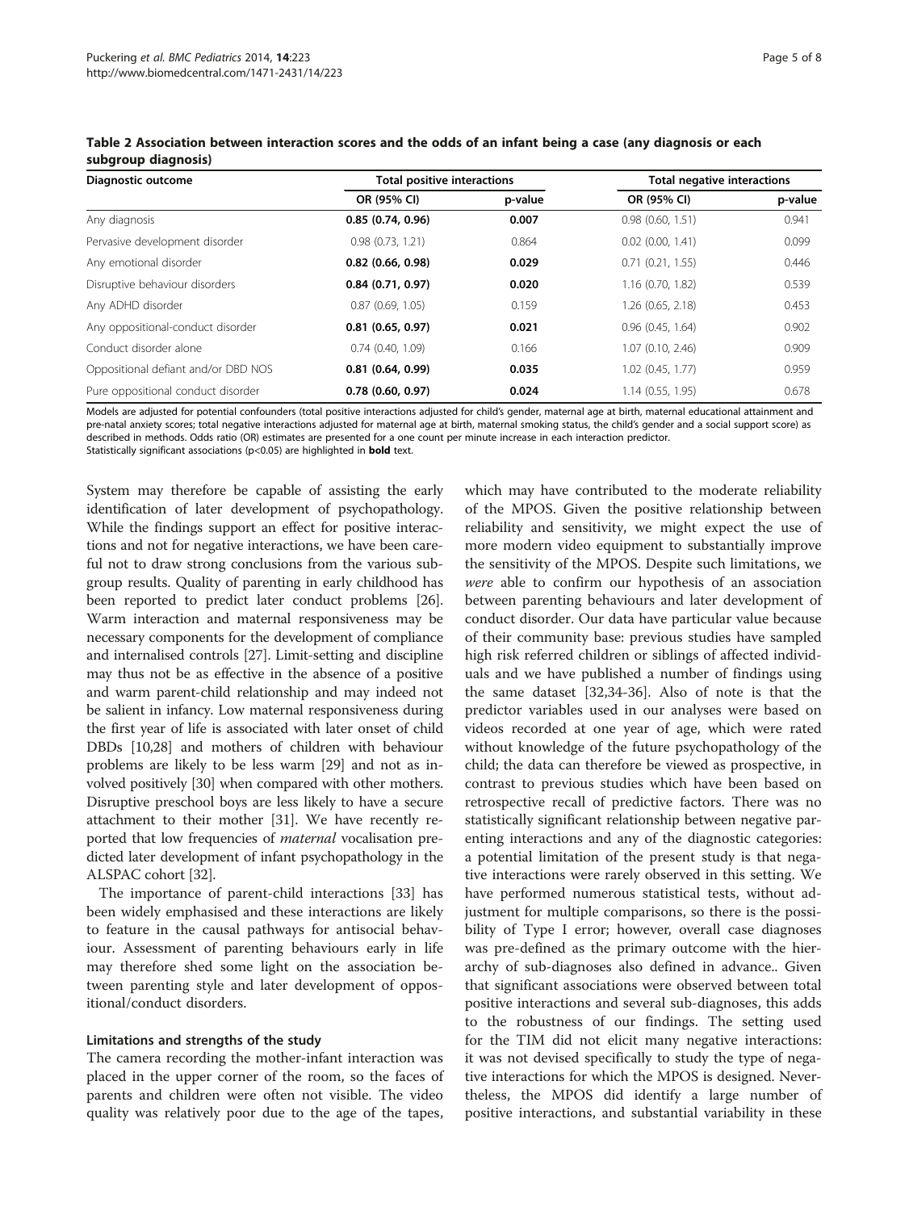**Table 2 Association between interaction scores and the odds of an infant being a case (any diagnosis or each subgroup diagnosis)**

| Diagnostic outcome | Total positive interactions | | Total negative interactions | |
|---|---|---|---|---|
| | OR (95% CI) | p-value | OR (95% CI) | p-value |
| Any diagnosis | **0.85 (0.74, 0.96)** | **0.007** | 0.98 (0.60, 1.51) | 0.941 |
| Pervasive development disorder | 0.98 (0.73, 1.21) | 0.864 | 0.02 (0.00, 1.41) | 0.099 |
| Any emotional disorder | **0.82 (0.66, 0.98)** | **0.029** | 0.71 (0.21, 1.55) | 0.446 |
| Disruptive behaviour disorders | **0.84 (0.71, 0.97)** | **0.020** | 1.16 (0.70, 1.82) | 0.539 |
| Any ADHD disorder | 0.87 (0.69, 1.05) | 0.159 | 1.26 (0.65, 2.18) | 0.453 |
| Any oppositional-conduct disorder | **0.81 (0.65, 0.97)** | **0.021** | 0.96 (0.45, 1.64) | 0.902 |
| Conduct disorder alone | 0.74 (0.40, 1.09) | 0.166 | 1.07 (0.10, 2.46) | 0.909 |
| Oppositional defiant and/or DBD NOS | **0.81 (0.64, 0.99)** | **0.035** | 1.02 (0.45, 1.77) | 0.959 |
| Pure oppositional conduct disorder | **0.78 (0.60, 0.97)** | **0.024** | 1.14 (0.55, 1.95) | 0.678 |

Models are adjusted for potential confounders (total positive interactions adjusted for child's gender, maternal age at birth, maternal educational attainment and pre-natal anxiety scores; total negative interactions adjusted for maternal age at birth, maternal smoking status, the child's gender and a social support score) as described in methods. Odds ratio (OR) estimates are presented for a one count per minute increase in each interaction predictor.
Statistically significant associations ($p<0.05$) are highlighted in **bold** text.

System may therefore be capable of assisting the early identification of later development of psychopathology. While the findings support an effect for positive interactions and not for negative interactions, we have been careful not to draw strong conclusions from the various subgroup results. Quality of parenting in early childhood has been reported to predict later conduct problems [26]. Warm interaction and maternal responsiveness may be necessary components for the development of compliance and internalised controls [27]. Limit-setting and discipline may thus not be as effective in the absence of a positive and warm parent-child relationship and may indeed not be salient in infancy. Low maternal responsiveness during the first year of life is associated with later onset of child DBDs [10,28] and mothers of children with behaviour problems are likely to be less warm [29] and not as involved positively [30] when compared with other mothers. Disruptive preschool boys are less likely to have a secure attachment to their mother [31]. We have recently reported that low frequencies of *maternal* vocalisation predicted later development of infant psychopathology in the ALSPAC cohort [32].

The importance of parent-child interactions [33] has been widely emphasised and these interactions are likely to feature in the causal pathways for antisocial behaviour. Assessment of parenting behaviours early in life may therefore shed some light on the association between parenting style and later development of oppositional/conduct disorders.

### Limitations and strengths of the study

The camera recording the mother-infant interaction was placed in the upper corner of the room, so the faces of parents and children were often not visible. The video quality was relatively poor due to the age of the tapes, which may have contributed to the moderate reliability of the MPOS. Given the positive relationship between reliability and sensitivity, we might expect the use of more modern video equipment to substantially improve the sensitivity of the MPOS. Despite such limitations, we *were* able to confirm our hypothesis of an association between parenting behaviours and later development of conduct disorder. Our data have particular value because of their community base: previous studies have sampled high risk referred children or siblings of affected individuals and we have published a number of findings using the same dataset [32,34-36]. Also of note is that the predictor variables used in our analyses were based on videos recorded at one year of age, which were rated without knowledge of the future psychopathology of the child; the data can therefore be viewed as prospective, in contrast to previous studies which have been based on retrospective recall of predictive factors. There was no statistically significant relationship between negative parenting interactions and any of the diagnostic categories: a potential limitation of the present study is that negative interactions were rarely observed in this setting. We have performed numerous statistical tests, without adjustment for multiple comparisons, so there is the possibility of Type I error; however, overall case diagnoses was pre-defined as the primary outcome with the hierarchy of sub-diagnoses also defined in advance.. Given that significant associations were observed between total positive interactions and several sub-diagnoses, this adds to the robustness of our findings. The setting used for the TIM did not elicit many negative interactions: it was not devised specifically to study the type of negative interactions for which the MPOS is designed. Nevertheless, the MPOS did identify a large number of positive interactions, and substantial variability in these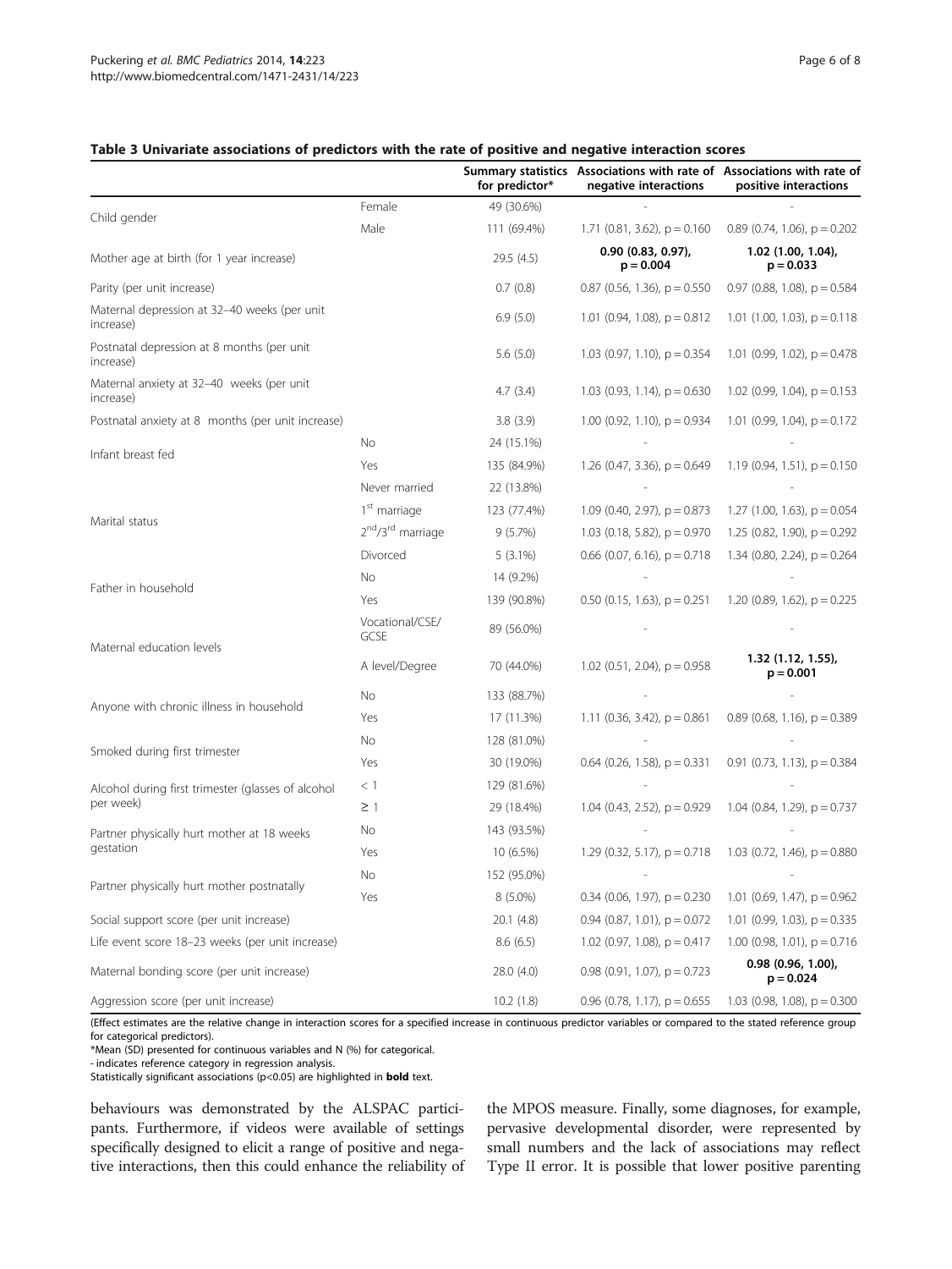**Table 3 Univariate associations of predictors with the rate of positive and negative interaction scores**

| | | Summary statistics for predictor* | Associations with rate of negative interactions | Associations with rate of positive interactions |
|---|---|---|---|---|
| Child gender | Female | 49 (30.6%) | - | - |
| | Male | 111 (69.4%) | 1.71 (0.81, 3.62), p = 0.160 | 0.89 (0.74, 1.06), p = 0.202 |
| Mother age at birth (for 1 year increase) | | 29.5 (4.5) | **0.90 (0.83, 0.97), p = 0.004** | **1.02 (1.00, 1.04), p = 0.033** |
| Parity (per unit increase) | | 0.7 (0.8) | 0.87 (0.56, 1.36), p = 0.550 | 0.97 (0.88, 1.08), p = 0.584 |
| Maternal depression at 32–40 weeks (per unit increase) | | 6.9 (5.0) | 1.01 (0.94, 1.08), p = 0.812 | 1.01 (1.00, 1.03), p = 0.118 |
| Postnatal depression at 8 months (per unit increase) | | 5.6 (5.0) | 1.03 (0.97, 1.10), p = 0.354 | 1.01 (0.99, 1.02), p = 0.478 |
| Maternal anxiety at 32–40 weeks (per unit increase) | | 4.7 (3.4) | 1.03 (0.93, 1.14), p = 0.630 | 1.02 (0.99, 1.04), p = 0.153 |
| Postnatal anxiety at 8 months (per unit increase) | | 3.8 (3.9) | 1.00 (0.92, 1.10), p = 0.934 | 1.01 (0.99, 1.04), p = 0.172 |
| Infant breast fed | No | 24 (15.1%) | - | - |
| | Yes | 135 (84.9%) | 1.26 (0.47, 3.36), p = 0.649 | 1.19 (0.94, 1.51), p = 0.150 |
| Marital status | Never married | 22 (13.8%) | - | - |
| | 1st marriage | 123 (77.4%) | 1.09 (0.40, 2.97), p = 0.873 | 1.27 (1.00, 1.63), p = 0.054 |
| | 2nd/3rd marriage | 9 (5.7%) | 1.03 (0.18, 5.82), p = 0.970 | 1.25 (0.82, 1.90), p = 0.292 |
| | Divorced | 5 (3.1%) | 0.66 (0.07, 6.16), p = 0.718 | 1.34 (0.80, 2.24), p = 0.264 |
| Father in household | No | 14 (9.2%) | - | - |
| | Yes | 139 (90.8%) | 0.50 (0.15, 1.63), p = 0.251 | 1.20 (0.89, 1.62), p = 0.225 |
| Maternal education levels | Vocational/CSE/ GCSE | 89 (56.0%) | - | - |
| | A level/Degree | 70 (44.0%) | 1.02 (0.51, 2.04), p = 0.958 | **1.32 (1.12, 1.55), p = 0.001** |
| Anyone with chronic illness in household | No | 133 (88.7%) | - | - |
| | Yes | 17 (11.3%) | 1.11 (0.36, 3.42), p = 0.861 | 0.89 (0.68, 1.16), p = 0.389 |
| Smoked during first trimester | No | 128 (81.0%) | - | - |
| | Yes | 30 (19.0%) | 0.64 (0.26, 1.58), p = 0.331 | 0.91 (0.73, 1.13), p = 0.384 |
| Alcohol during first trimester (glasses of alcohol per week) | < 1 | 129 (81.6%) | - | - |
| | ≥ 1 | 29 (18.4%) | 1.04 (0.43, 2.52), p = 0.929 | 1.04 (0.84, 1.29), p = 0.737 |
| Partner physically hurt mother at 18 weeks gestation | No | 143 (93.5%) | - | - |
| | Yes | 10 (6.5%) | 1.29 (0.32, 5.17), p = 0.718 | 1.03 (0.72, 1.46), p = 0.880 |
| Partner physically hurt mother postnatally | No | 152 (95.0%) | - | - |
| | Yes | 8 (5.0%) | 0.34 (0.06, 1.97), p = 0.230 | 1.01 (0.69, 1.47), p = 0.962 |
| Social support score (per unit increase) | | 20.1 (4.8) | 0.94 (0.87, 1.01), p = 0.072 | 1.01 (0.99, 1.03), p = 0.335 |
| Life event score 18–23 weeks (per unit increase) | | 8.6 (6.5) | 1.02 (0.97, 1.08), p = 0.417 | 1.00 (0.98, 1.01), p = 0.716 |
| Maternal bonding score (per unit increase) | | 28.0 (4.0) | 0.98 (0.91, 1.07), p = 0.723 | **0.98 (0.96, 1.00), p = 0.024** |
| Aggression score (per unit increase) | | 10.2 (1.8) | 0.96 (0.78, 1.17), p = 0.655 | 1.03 (0.98, 1.08), p = 0.300 |

(Effect estimates are the relative change in interaction scores for a specified increase in continuous predictor variables or compared to the stated reference group for categorical predictors).

*Mean (SD) presented for continuous variables and N (%) for categorical.

- indicates reference category in regression analysis.

Statistically significant associations (p<0.05) are highlighted in **bold** text.

behaviours was demonstrated by the ALSPAC participants. Furthermore, if videos were available of settings specifically designed to elicit a range of positive and negative interactions, then this could enhance the reliability of the MPOS measure. Finally, some diagnoses, for example, pervasive developmental disorder, were represented by small numbers and the lack of associations may reflect Type II error. It is possible that lower positive parenting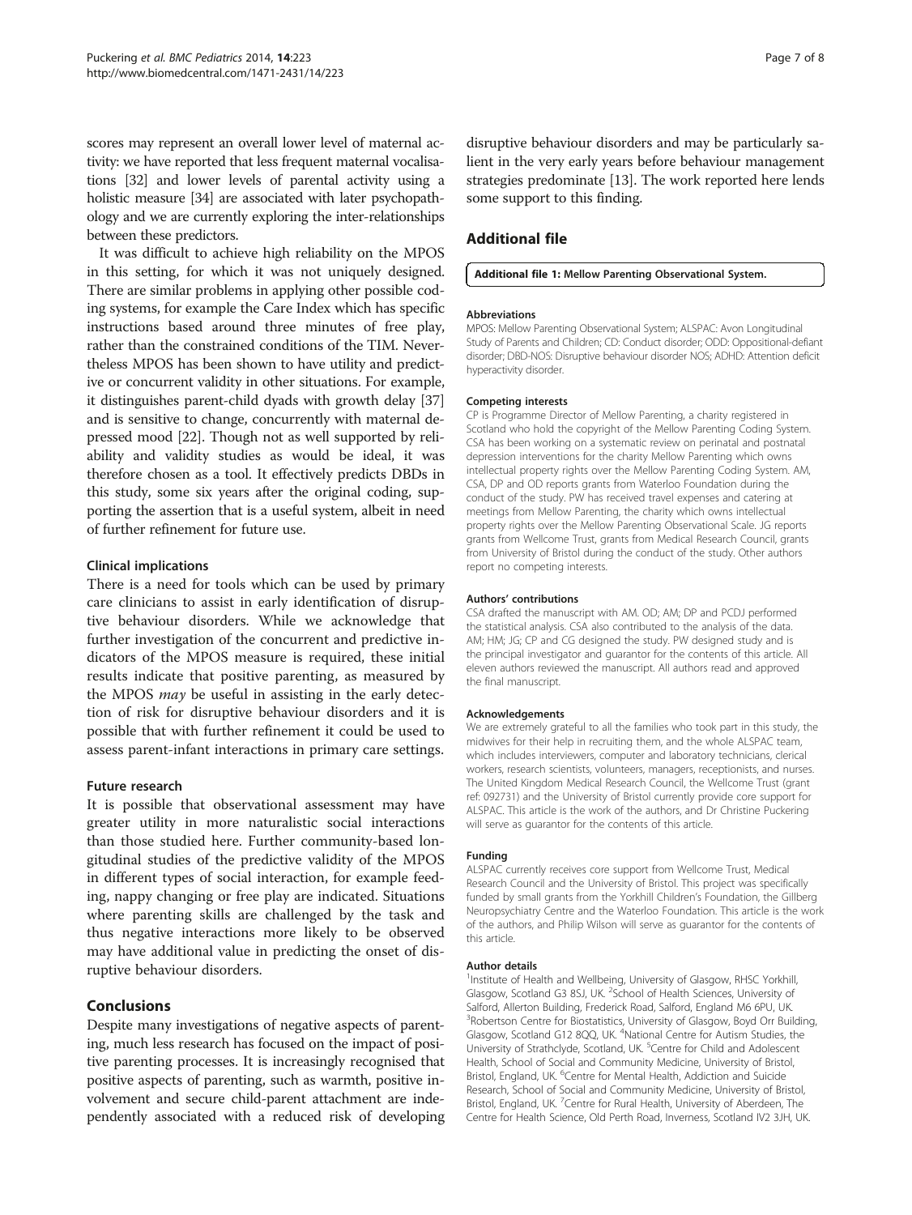scores may represent an overall lower level of maternal activity: we have reported that less frequent maternal vocalisations [32] and lower levels of parental activity using a holistic measure [34] are associated with later psychopathology and we are currently exploring the inter-relationships between these predictors.

It was difficult to achieve high reliability on the MPOS in this setting, for which it was not uniquely designed. There are similar problems in applying other possible coding systems, for example the Care Index which has specific instructions based around three minutes of free play, rather than the constrained conditions of the TIM. Nevertheless MPOS has been shown to have utility and predictive or concurrent validity in other situations. For example, it distinguishes parent-child dyads with growth delay [37] and is sensitive to change, concurrently with maternal depressed mood [22]. Though not as well supported by reliability and validity studies as would be ideal, it was therefore chosen as a tool. It effectively predicts DBDs in this study, some six years after the original coding, supporting the assertion that is a useful system, albeit in need of further refinement for future use.

### Clinical implications

There is a need for tools which can be used by primary care clinicians to assist in early identification of disruptive behaviour disorders. While we acknowledge that further investigation of the concurrent and predictive indicators of the MPOS measure is required, these initial results indicate that positive parenting, as measured by the MPOS *may* be useful in assisting in the early detection of risk for disruptive behaviour disorders and it is possible that with further refinement it could be used to assess parent-infant interactions in primary care settings.

### Future research

It is possible that observational assessment may have greater utility in more naturalistic social interactions than those studied here. Further community-based longitudinal studies of the predictive validity of the MPOS in different types of social interaction, for example feeding, nappy changing or free play are indicated. Situations where parenting skills are challenged by the task and thus negative interactions more likely to be observed may have additional value in predicting the onset of disruptive behaviour disorders.

## Conclusions

Despite many investigations of negative aspects of parenting, much less research has focused on the impact of positive parenting processes. It is increasingly recognised that positive aspects of parenting, such as warmth, positive involvement and secure child-parent attachment are independently associated with a reduced risk of developing disruptive behaviour disorders and may be particularly salient in the very early years before behaviour management strategies predominate [13]. The work reported here lends some support to this finding.

## Additional file

**Additional file 1: Mellow Parenting Observational System.**

#### Abbreviations

MPOS: Mellow Parenting Observational System; ALSPAC: Avon Longitudinal Study of Parents and Children; CD: Conduct disorder; ODD: Oppositional-defiant disorder; DBD-NOS: Disruptive behaviour disorder NOS; ADHD: Attention deficit hyperactivity disorder.

#### Competing interests

CP is Programme Director of Mellow Parenting, a charity registered in Scotland who hold the copyright of the Mellow Parenting Coding System. CSA has been working on a systematic review on perinatal and postnatal depression interventions for the charity Mellow Parenting which owns intellectual property rights over the Mellow Parenting Coding System. AM, CSA, DP and OD reports grants from Waterloo Foundation during the conduct of the study. PW has received travel expenses and catering at meetings from Mellow Parenting, the charity which owns intellectual property rights over the Mellow Parenting Observational Scale. JG reports grants from Wellcome Trust, grants from Medical Research Council, grants from University of Bristol during the conduct of the study. Other authors report no competing interests.

#### Authors' contributions

CSA drafted the manuscript with AM. OD; AM; DP and PCDJ performed the statistical analysis. CSA also contributed to the analysis of the data. AM; HM; JG; CP and CG designed the study. PW designed study and is the principal investigator and guarantor for the contents of this article. All eleven authors reviewed the manuscript. All authors read and approved the final manuscript.

#### Acknowledgements

We are extremely grateful to all the families who took part in this study, the midwives for their help in recruiting them, and the whole ALSPAC team, which includes interviewers, computer and laboratory technicians, clerical workers, research scientists, volunteers, managers, receptionists, and nurses. The United Kingdom Medical Research Council, the Wellcome Trust (grant ref: 092731) and the University of Bristol currently provide core support for ALSPAC. This article is the work of the authors, and Dr Christine Puckering will serve as guarantor for the contents of this article.

#### Funding

ALSPAC currently receives core support from Wellcome Trust, Medical Research Council and the University of Bristol. This project was specifically funded by small grants from the Yorkhill Children's Foundation, the Gillberg Neuropsychiatry Centre and the Waterloo Foundation. This article is the work of the authors, and Philip Wilson will serve as guarantor for the contents of this article.

#### Author details

[1]Institute of Health and Wellbeing, University of Glasgow, RHSC Yorkhill, Glasgow, Scotland G3 8SJ, UK. [2]School of Health Sciences, University of Salford, Allerton Building, Frederick Road, Salford, England M6 6PU, UK. [3]Robertson Centre for Biostatistics, University of Glasgow, Boyd Orr Building, Glasgow, Scotland G12 8QQ, UK. [4]National Centre for Autism Studies, the University of Strathclyde, Scotland, UK. [5]Centre for Child and Adolescent Health, School of Social and Community Medicine, University of Bristol, Bristol, England, UK. [6]Centre for Mental Health, Addiction and Suicide Research, School of Social and Community Medicine, University of Bristol, Bristol, England, UK. [7]Centre for Rural Health, University of Aberdeen, The Centre for Health Science, Old Perth Road, Inverness, Scotland IV2 3JH, UK.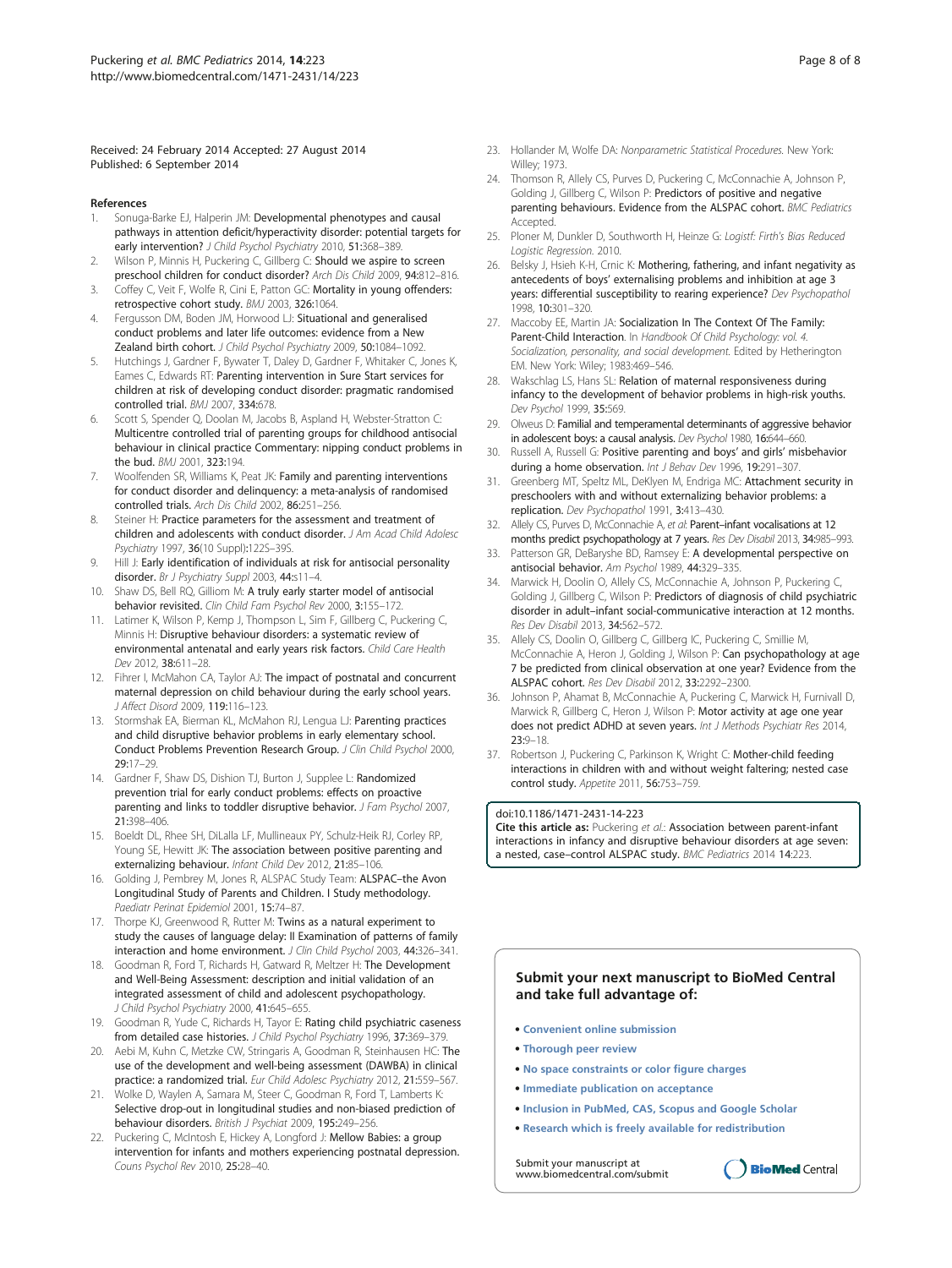Received: 24 February 2014 Accepted: 27 August 2014
Published: 6 September 2014

## References

1. Sonuga-Barke EJ, Halperin JM: **Developmental phenotypes and causal pathways in attention deficit/hyperactivity disorder: potential targets for early intervention?** *J Child Psychol Psychiatry* 2010, **51**:368–389.
2. Wilson P, Minnis H, Puckering C, Gillberg C: **Should we aspire to screen preschool children for conduct disorder?** *Arch Dis Child* 2009, **94**:812–816.
3. Coffey C, Veit F, Wolfe R, Cini E, Patton GC: **Mortality in young offenders: retrospective cohort study.** *BMJ* 2003, **326**:1064.
4. Fergusson DM, Boden JM, Horwood LJ: **Situational and generalised conduct problems and later life outcomes: evidence from a New Zealand birth cohort.** *J Child Psychol Psychiatry* 2009, **50**:1084–1092.
5. Hutchings J, Gardner F, Bywater T, Daley D, Gardner F, Whitaker C, Jones K, Eames C, Edwards RT: **Parenting intervention in Sure Start services for children at risk of developing conduct disorder: pragmatic randomised controlled trial.** *BMJ* 2007, **334**:678.
6. Scott S, Spender Q, Doolan M, Jacobs B, Aspland H, Webster-Stratton C: **Multicentre controlled trial of parenting groups for childhood antisocial behaviour in clinical practice Commentary: nipping conduct problems in the bud.** *BMJ* 2001, **323**:194.
7. Woolfenden SR, Williams K, Peat JK: **Family and parenting interventions for conduct disorder and delinquency: a meta-analysis of randomised controlled trials.** *Arch Dis Child* 2002, **86**:251–256.
8. Steiner H: **Practice parameters for the assessment and treatment of children and adolescents with conduct disorder.** *J Am Acad Child Adolesc Psychiatry* 1997, **36**(10 Suppl):122S–39S.
9. Hill J: **Early identification of individuals at risk for antisocial personality disorder.** *Br J Psychiatry Suppl* 2003, **44**:s11–4.
10. Shaw DS, Bell RQ, Gilliom M: **A truly early starter model of antisocial behavior revisited.** *Clin Child Fam Psychol Rev* 2000, **3**:155–172.
11. Latimer K, Wilson P, Kemp J, Thompson L, Sim F, Gillberg C, Puckering C, Minnis H: **Disruptive behaviour disorders: a systematic review of environmental antenatal and early years risk factors.** *Child Care Health Dev* 2012, **38**:611–28.
12. Fihrer I, McMahon CA, Taylor AJ: **The impact of postnatal and concurrent maternal depression on child behaviour during the early school years.** *J Affect Disord* 2009, **119**:116–123.
13. Stormshak EA, Bierman KL, McMahon RJ, Lengua LJ: **Parenting practices and child disruptive behavior problems in early elementary school. Conduct Problems Prevention Research Group.** *J Clin Child Psychol* 2000, **29**:17–29.
14. Gardner F, Shaw DS, Dishion TJ, Burton J, Supplee L: **Randomized prevention trial for early conduct problems: effects on proactive parenting and links to toddler disruptive behavior.** *J Fam Psychol* 2007, **21**:398–406.
15. Boeldt DL, Rhee SH, DiLalla LF, Mullineaux PY, Schulz-Heik RJ, Corley RP, Young SE, Hewitt JK: **The association between positive parenting and externalizing behaviour.** *Infant Child Dev* 2012, **21**:85–106.
16. Golding J, Pembrey M, Jones R, ALSPAC Study Team: **ALSPAC–the Avon Longitudinal Study of Parents and Children. I Study methodology.** *Paediatr Perinat Epidemiol* 2001, **15**:74–87.
17. Thorpe KJ, Greenwood R, Rutter M: **Twins as a natural experiment to study the causes of language delay: II Examination of patterns of family interaction and home environment.** *J Clin Child Psychol* 2003, **44**:326–341.
18. Goodman R, Ford T, Richards H, Gatward R, Meltzer H: **The Development and Well-Being Assessment: description and initial validation of an integrated assessment of child and adolescent psychopathology.** *J Child Psychol Psychiatry* 2000, **41**:645–655.
19. Goodman R, Yude C, Richards H, Taylor E: **Rating child psychiatric caseness from detailed case histories.** *J Child Psychol Psychiatry* 1996, **37**:369–379.
20. Aebi M, Kuhn C, Metzke CW, Stringaris A, Goodman R, Steinhausen HC: **The use of the development and well-being assessment (DAWBA) in clinical practice: a randomized trial.** *Eur Child Adolesc Psychiatry* 2012, **21**:559–567.
21. Wolke D, Waylen A, Samara M, Steer C, Goodman R, Ford T, Lamberts K: **Selective drop-out in longitudinal studies and non-biased prediction of behaviour disorders.** *British J Psychiat* 2009, **195**:249–256.
22. Puckering C, McIntosh E, Hickey A, Longford J: **Mellow Babies: a group intervention for infants and mothers experiencing postnatal depression.** *Couns Psychol Rev* 2010, **25**:28–40.
23. Hollander M, Wolfe DA: *Nonparametric Statistical Procedures.* New York: Willey; 1973.
24. Thomson R, Allely CS, Purves D, Puckering C, McConnachie A, Johnson P, Golding J, Gillberg C, Wilson P: **Predictors of positive and negative parenting behaviours. Evidence from the ALSPAC cohort.** *BMC Pediatrics* Accepted.
25. Ploner M, Dunkler D, Southworth H, Heinze G: *Logistf: Firth's Bias Reduced Logistic Regression.* 2010.
26. Belsky J, Hsieh K-H, Crnic K: **Mothering, fathering, and infant negativity as antecedents of boys' externalising problems and inhibition at age 3 years: differential susceptibility to rearing experience?** *Dev Psychopathol* 1998, **10**:301–320.
27. Maccoby EE, Martin JA: **Socialization In The Context Of The Family: Parent-Child Interaction.** In *Handbook Of Child Psychology: vol. 4. Socialization, personality, and social development.* Edited by Hetherington EM. New York: Wiley; 1983:469–546.
28. Wakschlag LS, Hans SL: **Relation of maternal responsiveness during infancy to the development of behavior problems in high-risk youths.** *Dev Psychol* 1999, **35**:569.
29. Olweus D: **Familial and temperamental determinants of aggressive behavior in adolescent boys: a causal analysis.** *Dev Psychol* 1980, **16**:644–660.
30. Russell A, Russell G: **Positive parenting and boys' and girls' misbehavior during a home observation.** *Int J Behav Dev* 1996, **19**:291–307.
31. Greenberg MT, Speltz ML, DeKlyen M, Endriga MC: **Attachment security in preschoolers with and without externalizing behavior problems: a replication.** *Dev Psychopathol* 1991, **3**:413–430.
32. Allely CS, Purves D, McConnachie A, *et al*: **Parent–infant vocalisations at 12 months predict psychopathology at 7 years.** *Res Dev Disabil* 2013, **34**:985–993.
33. Patterson GR, DeBaryshe BD, Ramsey E: **A developmental perspective on antisocial behavior.** *Am Psychol* 1989, **44**:329–335.
34. Marwick H, Doolin O, Allely CS, McConnachie A, Johnson P, Puckering C, Golding J, Gillberg C, Wilson P: **Predictors of diagnosis of child psychiatric disorder in adult–infant social-communicative interaction at 12 months.** *Res Dev Disabil* 2013, **34**:562–572.
35. Allely CS, Doolin O, Gillberg C, Gillberg IC, Puckering C, Smillie M, McConnachie A, Heron J, Golding J, Wilson P: **Can psychopathology at age 7 be predicted from clinical observation at one year? Evidence from the ALSPAC cohort.** *Res Dev Disabil* 2012, **33**:2292–2300.
36. Johnson P, Ahamat B, McConnachie A, Puckering C, Marwick H, Furnivall D, Marwick R, Gillberg C, Heron J, Wilson P: **Motor activity at age one year does not predict ADHD at seven years.** *Int J Methods Psychiatr Res* 2014, **23**:9–18.
37. Robertson J, Puckering C, Parkinson K, Wright C: **Mother-child feeding interactions in children with and without weight faltering; nested case control study.** *Appetite* 2011, **56**:753–759.

doi:10.1186/1471-2431-14-223

**Cite this article as:** Puckering *et al.*: Association between parent-infant interactions in infancy and disruptive behaviour disorders at age seven: a nested, case–control ALSPAC study. *BMC Pediatrics* 2014 **14**:223.

**Submit your next manuscript to BioMed Central and take full advantage of:**

- **Convenient online submission**
- **Thorough peer review**
- **No space constraints or color figure charges**
- **Immediate publication on acceptance**
- **Inclusion in PubMed, CAS, Scopus and Google Scholar**
- **Research which is freely available for redistribution**

Submit your manuscript at
www.biomedcentral.com/submit

BioMed Central